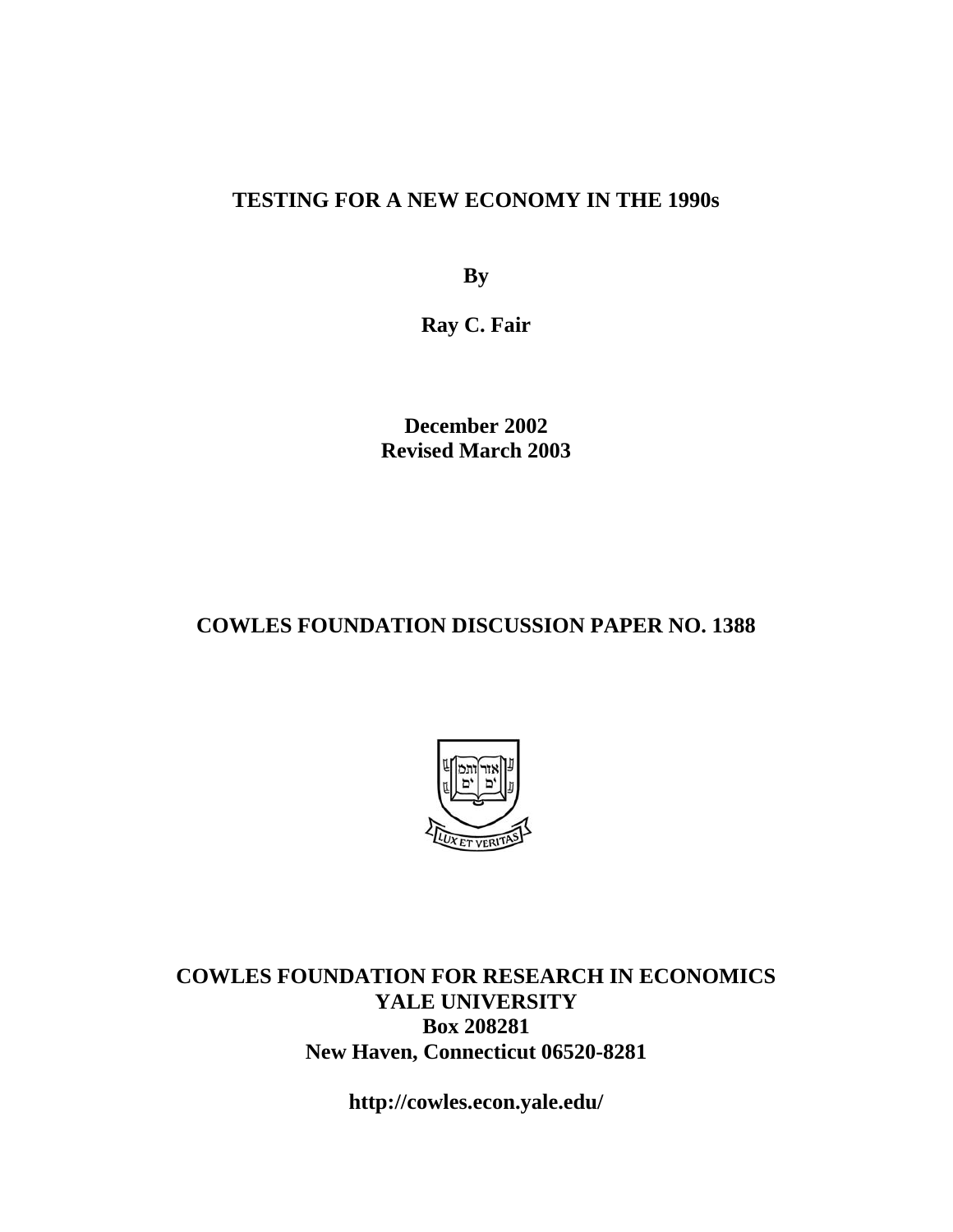# TESTING FOR A NEW ECONOMY IN THE 1990s

**By**

**Ray C. Fair**

**December 2002**
**Revised March 2003**

## COWLES FOUNDATION DISCUSSION PAPER NO. 1388

**COWLES FOUNDATION FOR RESEARCH IN ECONOMICS**
**YALE UNIVERSITY**
**Box 208281**
**New Haven, Connecticut 06520-8281**

**http://cowles.econ.yale.edu/**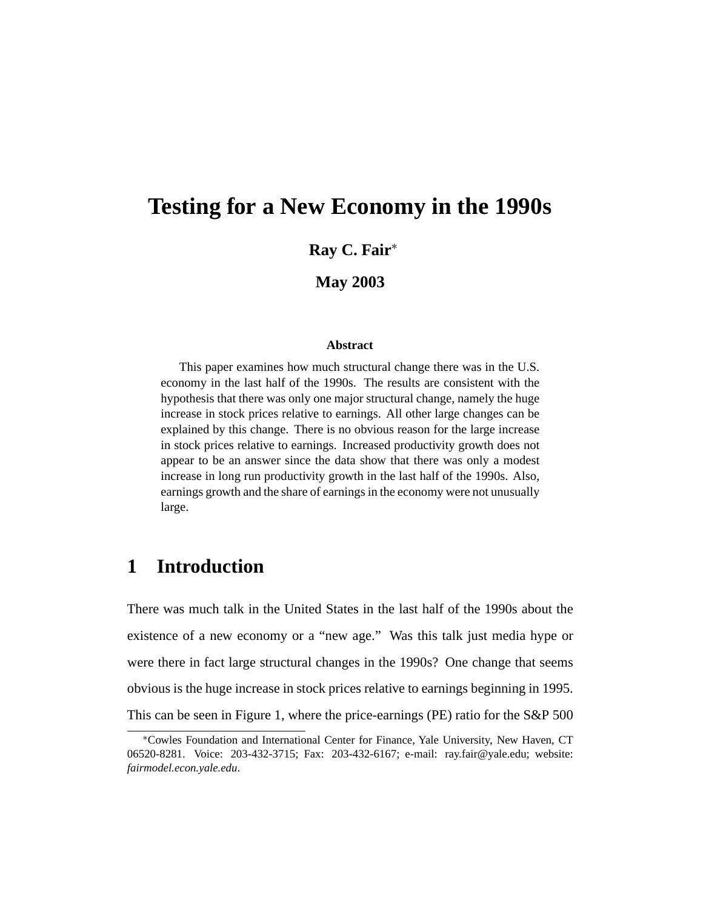# Testing for a New Economy in the 1990s

**Ray C. Fair**[*]

**May 2003**

### Abstract

This paper examines how much structural change there was in the U.S. economy in the last half of the 1990s. The results are consistent with the hypothesis that there was only one major structural change, namely the huge increase in stock prices relative to earnings. All other large changes can be explained by this change. There is no obvious reason for the large increase in stock prices relative to earnings. Increased productivity growth does not appear to be an answer since the data show that there was only a modest increase in long run productivity growth in the last half of the 1990s. Also, earnings growth and the share of earnings in the economy were not unusually large.

## 1 Introduction

There was much talk in the United States in the last half of the 1990s about the existence of a new economy or a "new age." Was this talk just media hype or were there in fact large structural changes in the 1990s? One change that seems obvious is the huge increase in stock prices relative to earnings beginning in 1995. This can be seen in Figure 1, where the price-earnings (PE) ratio for the S&P 500

[*] Cowles Foundation and International Center for Finance, Yale University, New Haven, CT 06520-8281. Voice: 203-432-3715; Fax: 203-432-6167; e-mail: ray.fair@yale.edu; website: *fairmodel.econ.yale.edu*.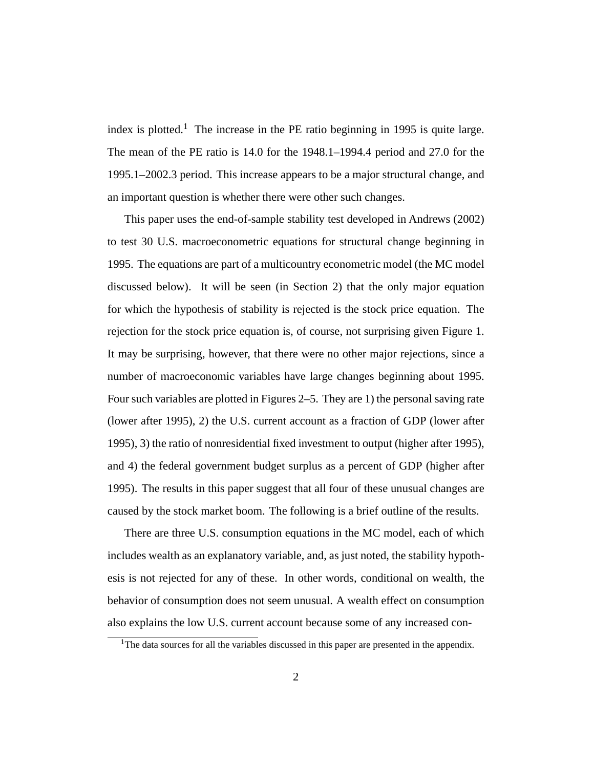index is plotted.[1] The increase in the PE ratio beginning in 1995 is quite large. The mean of the PE ratio is 14.0 for the 1948.1–1994.4 period and 27.0 for the 1995.1–2002.3 period. This increase appears to be a major structural change, and an important question is whether there were other such changes.

This paper uses the end-of-sample stability test developed in Andrews (2002) to test 30 U.S. macroeconometric equations for structural change beginning in 1995. The equations are part of a multicountry econometric model (the MC model discussed below). It will be seen (in Section 2) that the only major equation for which the hypothesis of stability is rejected is the stock price equation. The rejection for the stock price equation is, of course, not surprising given Figure 1. It may be surprising, however, that there were no other major rejections, since a number of macroeconomic variables have large changes beginning about 1995. Four such variables are plotted in Figures 2–5. They are 1) the personal saving rate (lower after 1995), 2) the U.S. current account as a fraction of GDP (lower after 1995), 3) the ratio of nonresidential fixed investment to output (higher after 1995), and 4) the federal government budget surplus as a percent of GDP (higher after 1995). The results in this paper suggest that all four of these unusual changes are caused by the stock market boom. The following is a brief outline of the results.

There are three U.S. consumption equations in the MC model, each of which includes wealth as an explanatory variable, and, as just noted, the stability hypothesis is not rejected for any of these. In other words, conditional on wealth, the behavior of consumption does not seem unusual. A wealth effect on consumption also explains the low U.S. current account because some of any increased con-

[1] The data sources for all the variables discussed in this paper are presented in the appendix.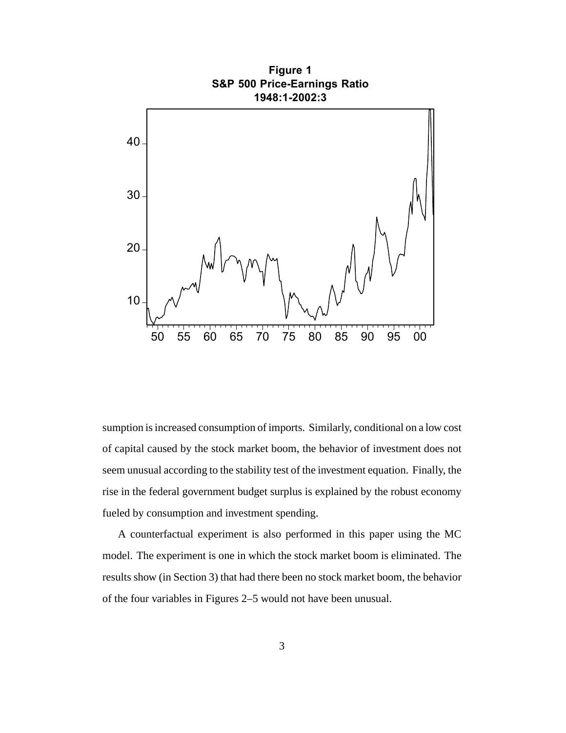**Figure 1**
**S&P 500 Price-Earnings Ratio**
**1948:1-2002:3**

sumption is increased consumption of imports. Similarly, conditional on a low cost of capital caused by the stock market boom, the behavior of investment does not seem unusual according to the stability test of the investment equation. Finally, the rise in the federal government budget surplus is explained by the robust economy fueled by consumption and investment spending.

A counterfactual experiment is also performed in this paper using the MC model. The experiment is one in which the stock market boom is eliminated. The results show (in Section 3) that had there been no stock market boom, the behavior of the four variables in Figures 2–5 would not have been unusual.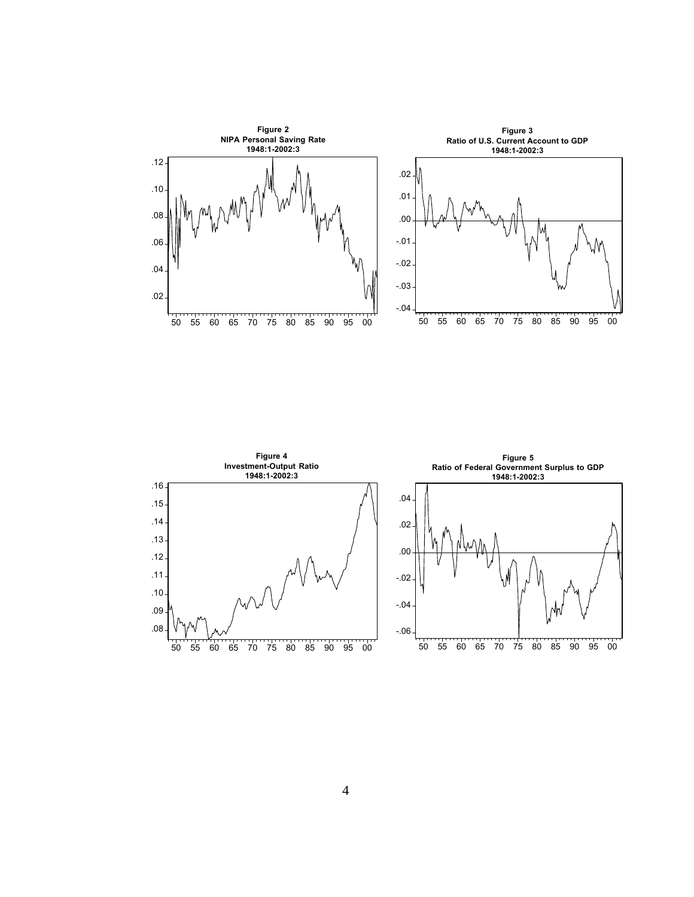**Figure 2**
**NIPA Personal Saving Rate**
**1948:1-2002:3**

**Figure 3**
**Ratio of U.S. Current Account to GDP**
**1948:1-2002:3**

**Figure 4**
**Investment-Output Ratio**
**1948:1-2002:3**

**Figure 5**
**Ratio of Federal Government Surplus to GDP**
**1948:1-2002:3**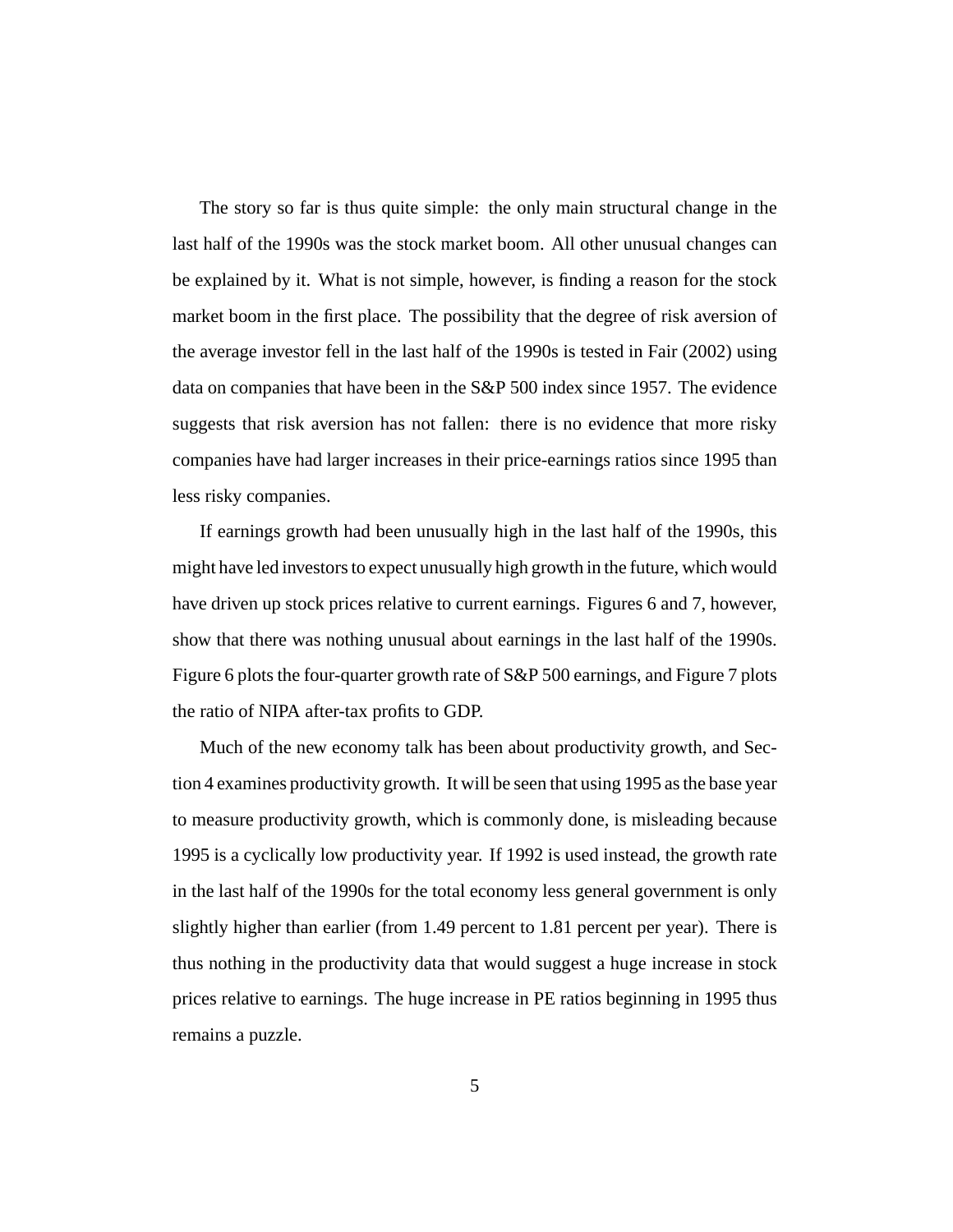The story so far is thus quite simple: the only main structural change in the last half of the 1990s was the stock market boom. All other unusual changes can be explained by it. What is not simple, however, is finding a reason for the stock market boom in the first place. The possibility that the degree of risk aversion of the average investor fell in the last half of the 1990s is tested in Fair (2002) using data on companies that have been in the S&P 500 index since 1957. The evidence suggests that risk aversion has not fallen: there is no evidence that more risky companies have had larger increases in their price-earnings ratios since 1995 than less risky companies.

If earnings growth had been unusually high in the last half of the 1990s, this might have led investors to expect unusually high growth in the future, which would have driven up stock prices relative to current earnings. Figures 6 and 7, however, show that there was nothing unusual about earnings in the last half of the 1990s. Figure 6 plots the four-quarter growth rate of S&P 500 earnings, and Figure 7 plots the ratio of NIPA after-tax profits to GDP.

Much of the new economy talk has been about productivity growth, and Section 4 examines productivity growth. It will be seen that using 1995 as the base year to measure productivity growth, which is commonly done, is misleading because 1995 is a cyclically low productivity year. If 1992 is used instead, the growth rate in the last half of the 1990s for the total economy less general government is only slightly higher than earlier (from 1.49 percent to 1.81 percent per year). There is thus nothing in the productivity data that would suggest a huge increase in stock prices relative to earnings. The huge increase in PE ratios beginning in 1995 thus remains a puzzle.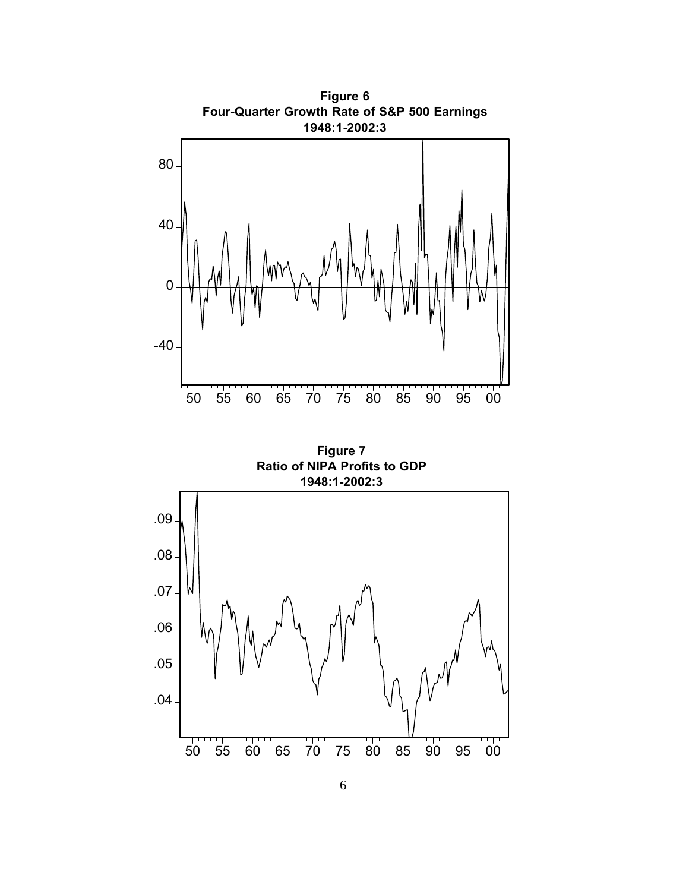**Figure 6**
**Four-Quarter Growth Rate of S&P 500 Earnings**
**1948:1-2002:3**

**Figure 7**
**Ratio of NIPA Profits to GDP**
**1948:1-2002:3**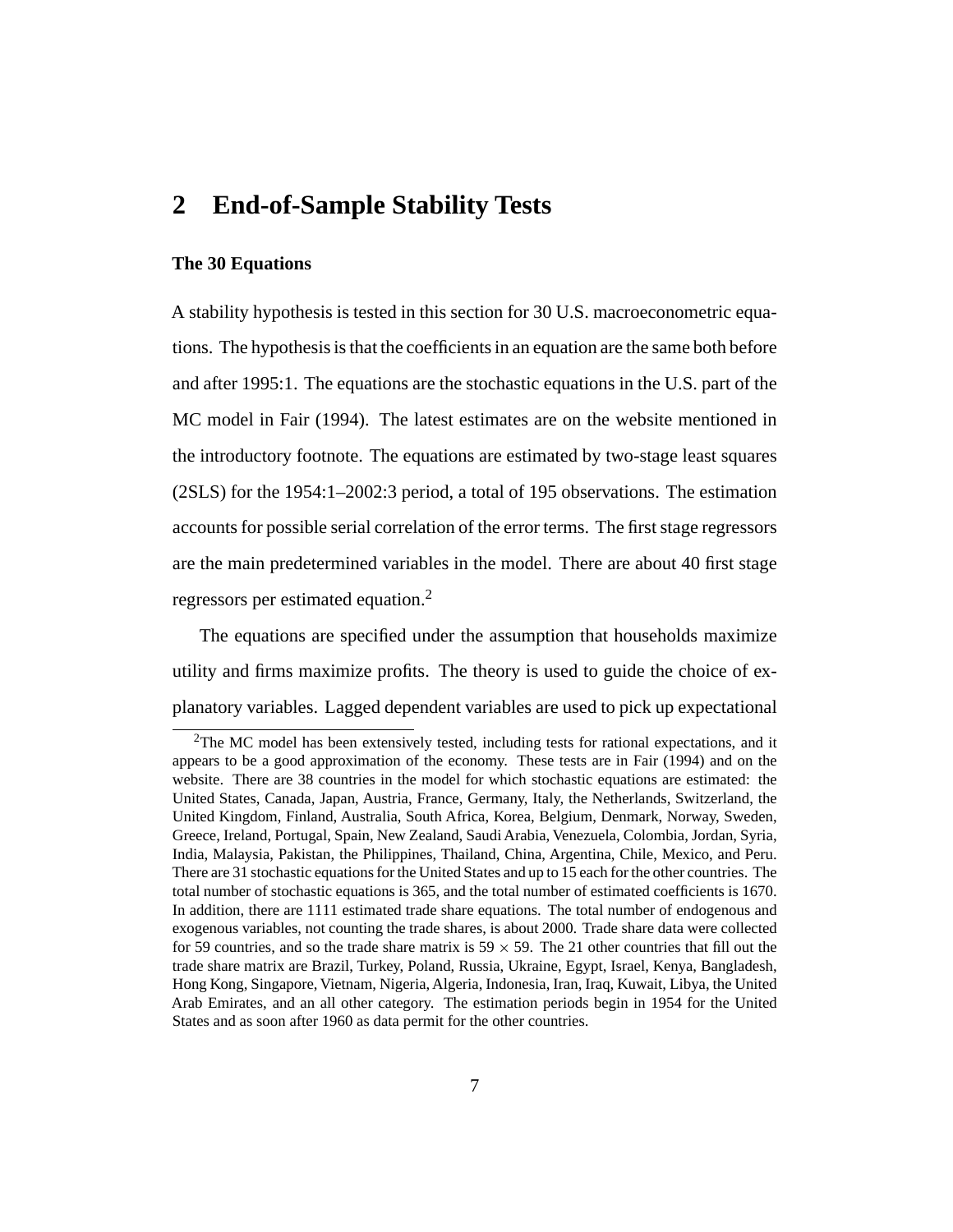## 2 End-of-Sample Stability Tests

### The 30 Equations

A stability hypothesis is tested in this section for 30 U.S. macroeconometric equations. The hypothesis is that the coefficients in an equation are the same both before and after 1995:1. The equations are the stochastic equations in the U.S. part of the MC model in Fair (1994). The latest estimates are on the website mentioned in the introductory footnote. The equations are estimated by two-stage least squares (2SLS) for the 1954:1–2002:3 period, a total of 195 observations. The estimation accounts for possible serial correlation of the error terms. The first stage regressors are the main predetermined variables in the model. There are about 40 first stage regressors per estimated equation.[2]

The equations are specified under the assumption that households maximize utility and firms maximize profits. The theory is used to guide the choice of explanatory variables. Lagged dependent variables are used to pick up expectational

[2]The MC model has been extensively tested, including tests for rational expectations, and it appears to be a good approximation of the economy. These tests are in Fair (1994) and on the website. There are 38 countries in the model for which stochastic equations are estimated: the United States, Canada, Japan, Austria, France, Germany, Italy, the Netherlands, Switzerland, the United Kingdom, Finland, Australia, South Africa, Korea, Belgium, Denmark, Norway, Sweden, Greece, Ireland, Portugal, Spain, New Zealand, Saudi Arabia, Venezuela, Colombia, Jordan, Syria, India, Malaysia, Pakistan, the Philippines, Thailand, China, Argentina, Chile, Mexico, and Peru. There are 31 stochastic equations for the United States and up to 15 each for the other countries. The total number of stochastic equations is 365, and the total number of estimated coefficients is 1670. In addition, there are 1111 estimated trade share equations. The total number of endogenous and exogenous variables, not counting the trade shares, is about 2000. Trade share data were collected for 59 countries, and so the trade share matrix is $59 \times 59$. The 21 other countries that fill out the trade share matrix are Brazil, Turkey, Poland, Russia, Ukraine, Egypt, Israel, Kenya, Bangladesh, Hong Kong, Singapore, Vietnam, Nigeria, Algeria, Indonesia, Iran, Iraq, Kuwait, Libya, the United Arab Emirates, and an all other category. The estimation periods begin in 1954 for the United States and as soon after 1960 as data permit for the other countries.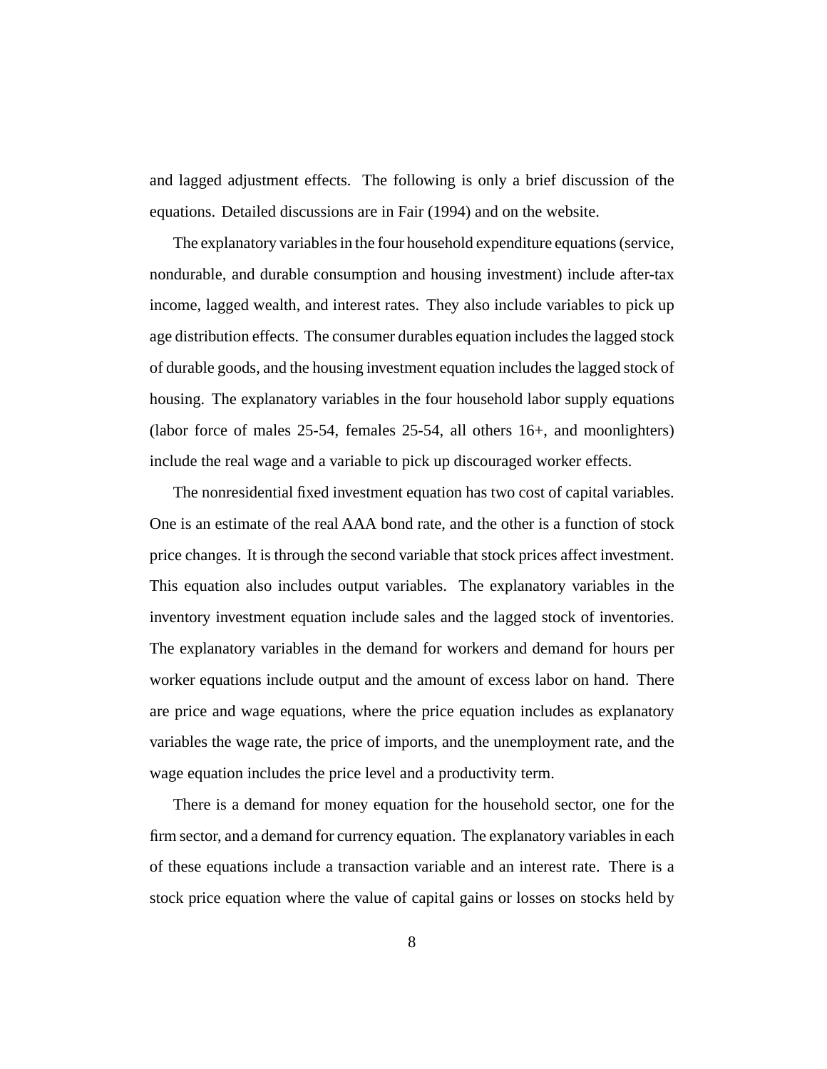and lagged adjustment effects. The following is only a brief discussion of the equations. Detailed discussions are in Fair (1994) and on the website.

The explanatory variables in the four household expenditure equations (service, nondurable, and durable consumption and housing investment) include after-tax income, lagged wealth, and interest rates. They also include variables to pick up age distribution effects. The consumer durables equation includes the lagged stock of durable goods, and the housing investment equation includes the lagged stock of housing. The explanatory variables in the four household labor supply equations (labor force of males 25-54, females 25-54, all others 16+, and moonlighters) include the real wage and a variable to pick up discouraged worker effects.

The nonresidential fixed investment equation has two cost of capital variables. One is an estimate of the real AAA bond rate, and the other is a function of stock price changes. It is through the second variable that stock prices affect investment. This equation also includes output variables. The explanatory variables in the inventory investment equation include sales and the lagged stock of inventories. The explanatory variables in the demand for workers and demand for hours per worker equations include output and the amount of excess labor on hand. There are price and wage equations, where the price equation includes as explanatory variables the wage rate, the price of imports, and the unemployment rate, and the wage equation includes the price level and a productivity term.

There is a demand for money equation for the household sector, one for the firm sector, and a demand for currency equation. The explanatory variables in each of these equations include a transaction variable and an interest rate. There is a stock price equation where the value of capital gains or losses on stocks held by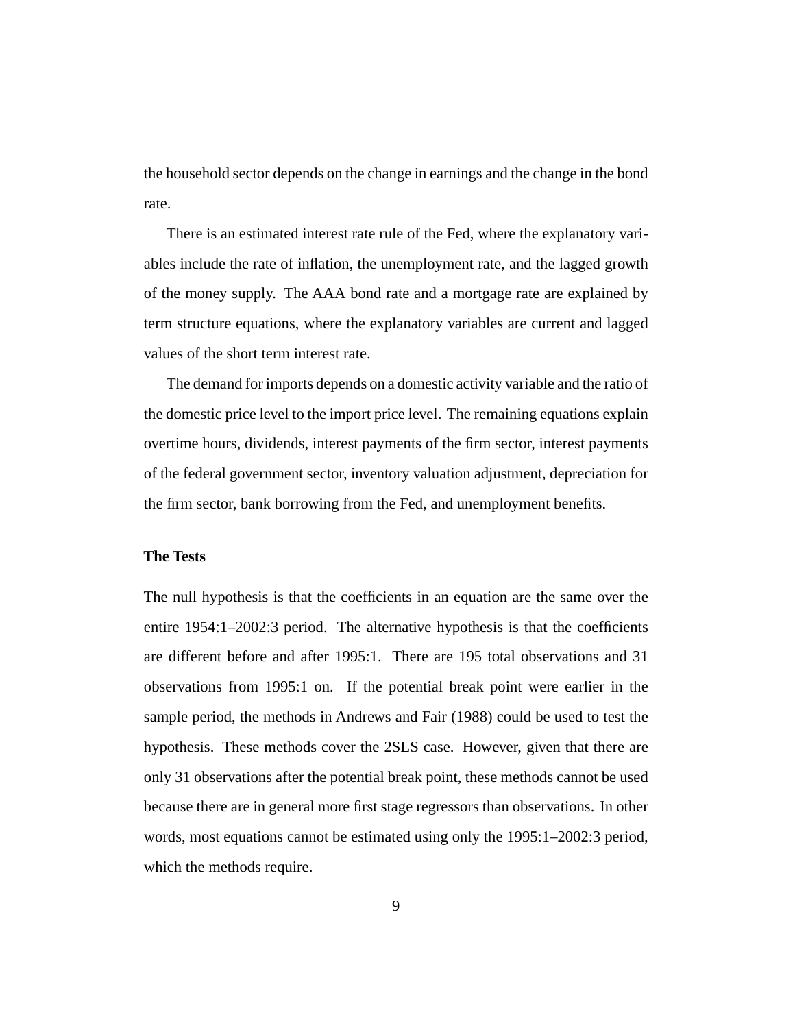the household sector depends on the change in earnings and the change in the bond rate.

There is an estimated interest rate rule of the Fed, where the explanatory variables include the rate of inflation, the unemployment rate, and the lagged growth of the money supply. The AAA bond rate and a mortgage rate are explained by term structure equations, where the explanatory variables are current and lagged values of the short term interest rate.

The demand for imports depends on a domestic activity variable and the ratio of the domestic price level to the import price level. The remaining equations explain overtime hours, dividends, interest payments of the firm sector, interest payments of the federal government sector, inventory valuation adjustment, depreciation for the firm sector, bank borrowing from the Fed, and unemployment benefits.

**The Tests**

The null hypothesis is that the coefficients in an equation are the same over the entire 1954:1–2002:3 period. The alternative hypothesis is that the coefficients are different before and after 1995:1. There are 195 total observations and 31 observations from 1995:1 on. If the potential break point were earlier in the sample period, the methods in Andrews and Fair (1988) could be used to test the hypothesis. These methods cover the 2SLS case. However, given that there are only 31 observations after the potential break point, these methods cannot be used because there are in general more first stage regressors than observations. In other words, most equations cannot be estimated using only the 1995:1–2002:3 period, which the methods require.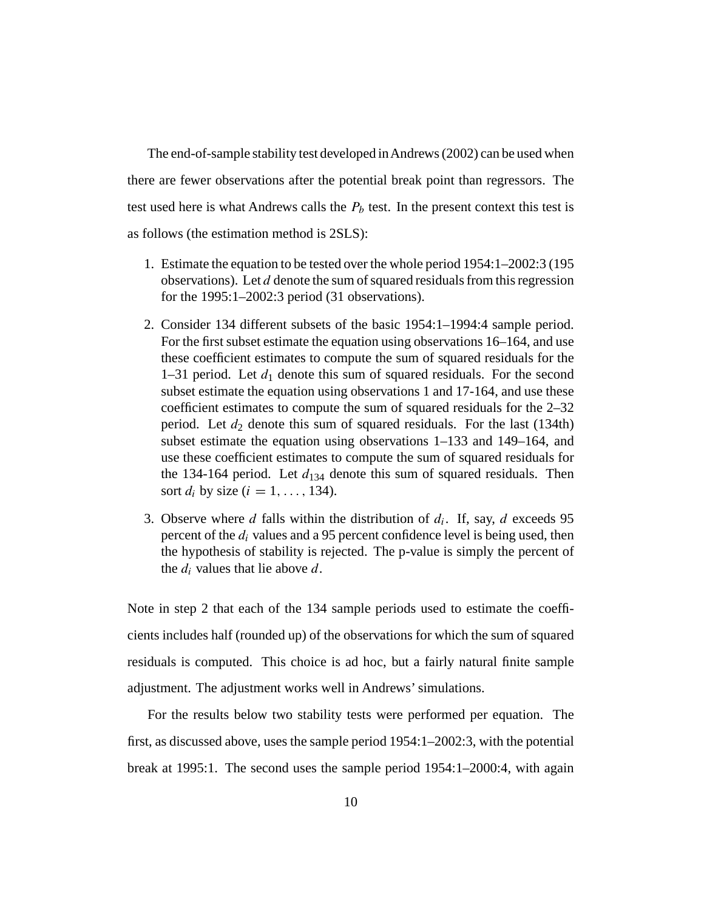The end-of-sample stability test developed in Andrews (2002) can be used when there are fewer observations after the potential break point than regressors. The test used here is what Andrews calls the $P_b$ test. In the present context this test is as follows (the estimation method is 2SLS):

1. Estimate the equation to be tested over the whole period 1954:1–2002:3 (195 observations). Let $d$ denote the sum of squared residuals from this regression for the 1995:1–2002:3 period (31 observations).

2. Consider 134 different subsets of the basic 1954:1–1994:4 sample period. For the first subset estimate the equation using observations 16–164, and use these coefficient estimates to compute the sum of squared residuals for the 1–31 period. Let $d_1$ denote this sum of squared residuals. For the second subset estimate the equation using observations 1 and 17-164, and use these coefficient estimates to compute the sum of squared residuals for the 2–32 period. Let $d_2$ denote this sum of squared residuals. For the last (134th) subset estimate the equation using observations 1–133 and 149–164, and use these coefficient estimates to compute the sum of squared residuals for the 134-164 period. Let $d_{134}$ denote this sum of squared residuals. Then sort $d_i$ by size ($i = 1, \ldots, 134$).

3. Observe where $d$ falls within the distribution of $d_i$. If, say, $d$ exceeds 95 percent of the $d_i$ values and a 95 percent confidence level is being used, then the hypothesis of stability is rejected. The p-value is simply the percent of the $d_i$ values that lie above $d$.

Note in step 2 that each of the 134 sample periods used to estimate the coefficients includes half (rounded up) of the observations for which the sum of squared residuals is computed. This choice is ad hoc, but a fairly natural finite sample adjustment. The adjustment works well in Andrews' simulations.

For the results below two stability tests were performed per equation. The first, as discussed above, uses the sample period 1954:1–2002:3, with the potential break at 1995:1. The second uses the sample period 1954:1–2000:4, with again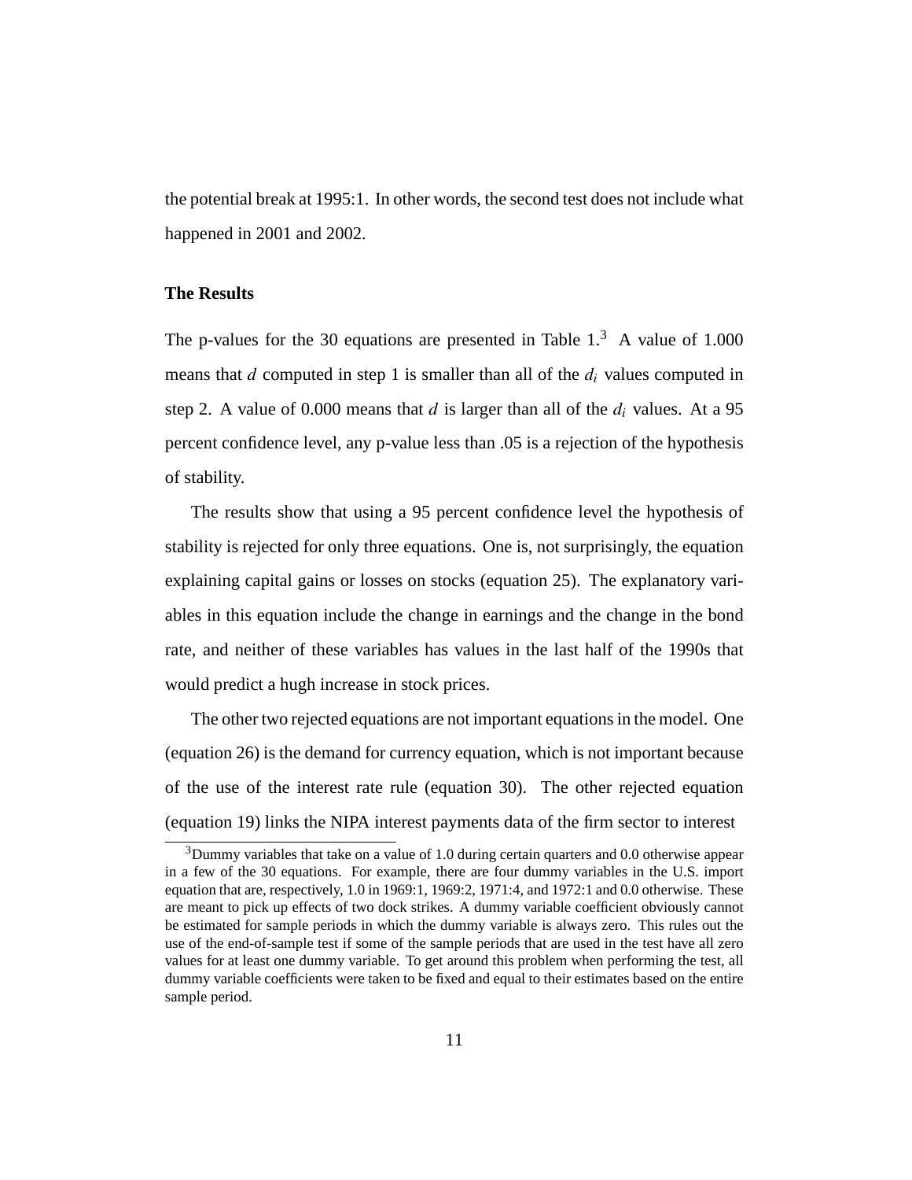the potential break at 1995:1. In other words, the second test does not include what happened in 2001 and 2002.

**The Results**

The p-values for the 30 equations are presented in Table 1.[3] A value of 1.000 means that $d$ computed in step 1 is smaller than all of the $d_i$ values computed in step 2. A value of 0.000 means that $d$ is larger than all of the $d_i$ values. At a 95 percent confidence level, any p-value less than .05 is a rejection of the hypothesis of stability.

The results show that using a 95 percent confidence level the hypothesis of stability is rejected for only three equations. One is, not surprisingly, the equation explaining capital gains or losses on stocks (equation 25). The explanatory variables in this equation include the change in earnings and the change in the bond rate, and neither of these variables has values in the last half of the 1990s that would predict a hugh increase in stock prices.

The other two rejected equations are not important equations in the model. One (equation 26) is the demand for currency equation, which is not important because of the use of the interest rate rule (equation 30). The other rejected equation (equation 19) links the NIPA interest payments data of the firm sector to interest

[3] Dummy variables that take on a value of 1.0 during certain quarters and 0.0 otherwise appear in a few of the 30 equations. For example, there are four dummy variables in the U.S. import equation that are, respectively, 1.0 in 1969:1, 1969:2, 1971:4, and 1972:1 and 0.0 otherwise. These are meant to pick up effects of two dock strikes. A dummy variable coefficient obviously cannot be estimated for sample periods in which the dummy variable is always zero. This rules out the use of the end-of-sample test if some of the sample periods that are used in the test have all zero values for at least one dummy variable. To get around this problem when performing the test, all dummy variable coefficients were taken to be fixed and equal to their estimates based on the entire sample period.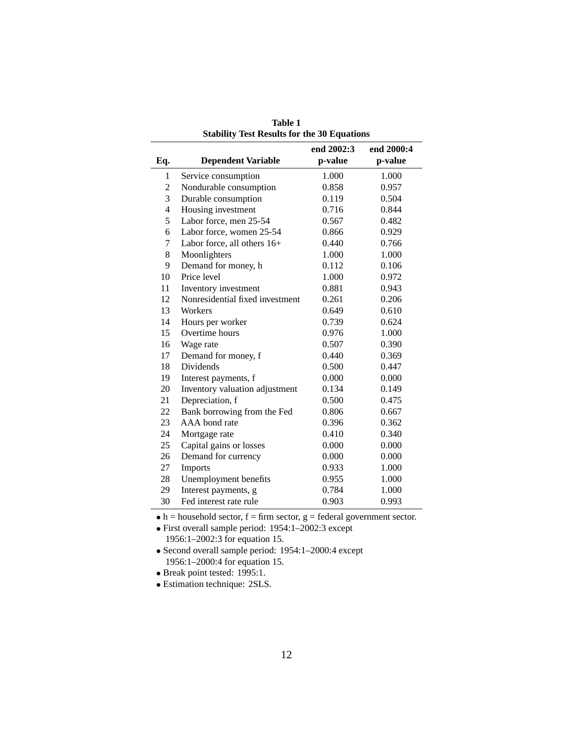**Table 1**
**Stability Test Results for the 30 Equations**

| Eq. | Dependent Variable | end 2002:3 p-value | end 2000:4 p-value |
|---|---|---|---|
| 1 | Service consumption | 1.000 | 1.000 |
| 2 | Nondurable consumption | 0.858 | 0.957 |
| 3 | Durable consumption | 0.119 | 0.504 |
| 4 | Housing investment | 0.716 | 0.844 |
| 5 | Labor force, men 25-54 | 0.567 | 0.482 |
| 6 | Labor force, women 25-54 | 0.866 | 0.929 |
| 7 | Labor force, all others 16+ | 0.440 | 0.766 |
| 8 | Moonlighters | 1.000 | 1.000 |
| 9 | Demand for money, h | 0.112 | 0.106 |
| 10 | Price level | 1.000 | 0.972 |
| 11 | Inventory investment | 0.881 | 0.943 |
| 12 | Nonresidential fixed investment | 0.261 | 0.206 |
| 13 | Workers | 0.649 | 0.610 |
| 14 | Hours per worker | 0.739 | 0.624 |
| 15 | Overtime hours | 0.976 | 1.000 |
| 16 | Wage rate | 0.507 | 0.390 |
| 17 | Demand for money, f | 0.440 | 0.369 |
| 18 | Dividends | 0.500 | 0.447 |
| 19 | Interest payments, f | 0.000 | 0.000 |
| 20 | Inventory valuation adjustment | 0.134 | 0.149 |
| 21 | Depreciation, f | 0.500 | 0.475 |
| 22 | Bank borrowing from the Fed | 0.806 | 0.667 |
| 23 | AAA bond rate | 0.396 | 0.362 |
| 24 | Mortgage rate | 0.410 | 0.340 |
| 25 | Capital gains or losses | 0.000 | 0.000 |
| 26 | Demand for currency | 0.000 | 0.000 |
| 27 | Imports | 0.933 | 1.000 |
| 28 | Unemployment benefits | 0.955 | 1.000 |
| 29 | Interest payments, g | 0.784 | 1.000 |
| 30 | Fed interest rate rule | 0.903 | 0.993 |

- h = household sector, f = firm sector, g = federal government sector.
- First overall sample period: 1954:1–2002:3 except 1956:1–2002:3 for equation 15.
- Second overall sample period: 1954:1–2000:4 except 1956:1–2000:4 for equation 15.
- Break point tested: 1995:1.
- Estimation technique: 2SLS.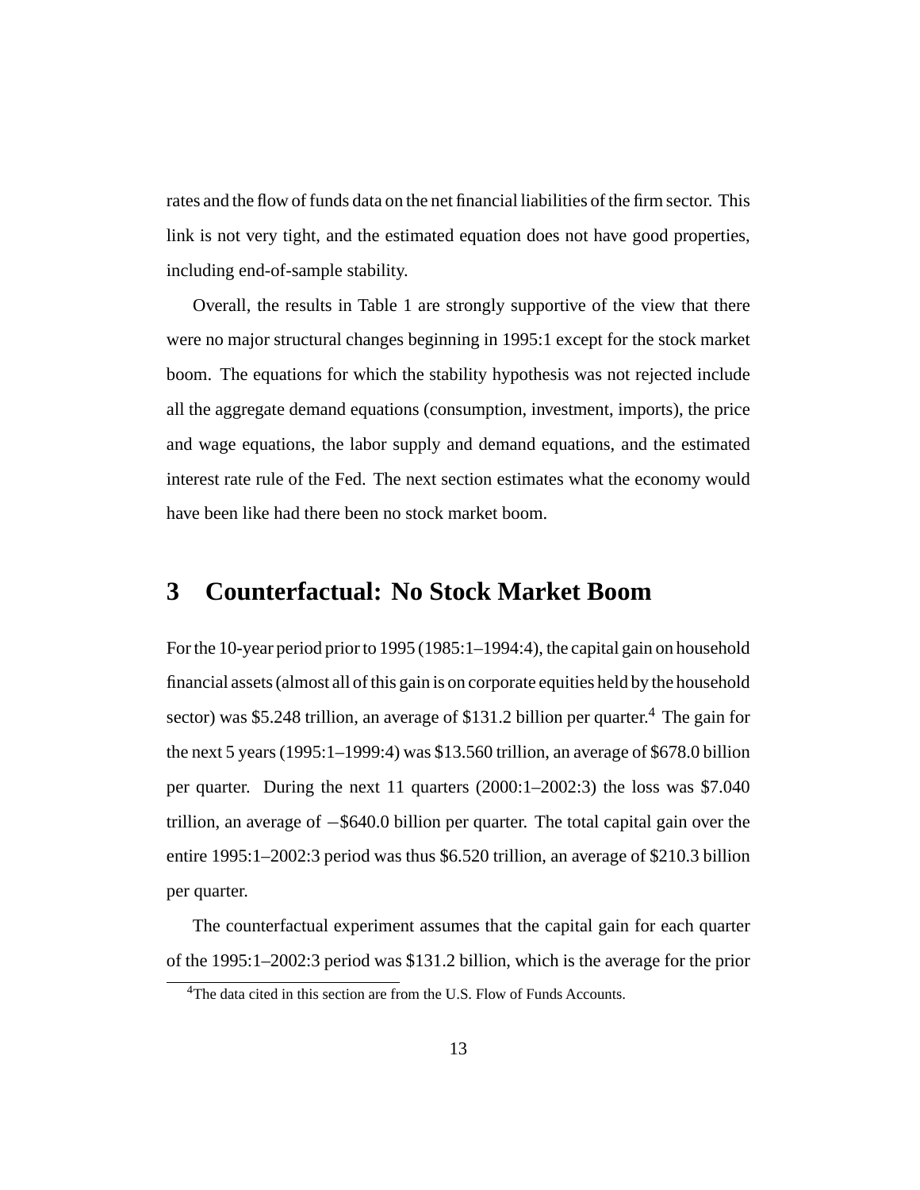rates and the flow of funds data on the net financial liabilities of the firm sector. This link is not very tight, and the estimated equation does not have good properties, including end-of-sample stability.

Overall, the results in Table 1 are strongly supportive of the view that there were no major structural changes beginning in 1995:1 except for the stock market boom. The equations for which the stability hypothesis was not rejected include all the aggregate demand equations (consumption, investment, imports), the price and wage equations, the labor supply and demand equations, and the estimated interest rate rule of the Fed. The next section estimates what the economy would have been like had there been no stock market boom.

# 3 Counterfactual: No Stock Market Boom

For the 10-year period prior to 1995 (1985:1–1994:4), the capital gain on household financial assets (almost all of this gain is on corporate equities held by the household sector) was $5.248 trillion, an average of $131.2 billion per quarter.[4] The gain for the next 5 years (1995:1–1999:4) was $13.560 trillion, an average of $678.0 billion per quarter. During the next 11 quarters (2000:1–2002:3) the loss was $7.040 trillion, an average of −$640.0 billion per quarter. The total capital gain over the entire 1995:1–2002:3 period was thus $6.520 trillion, an average of $210.3 billion per quarter.

The counterfactual experiment assumes that the capital gain for each quarter of the 1995:1–2002:3 period was $131.2 billion, which is the average for the prior

[4]The data cited in this section are from the U.S. Flow of Funds Accounts.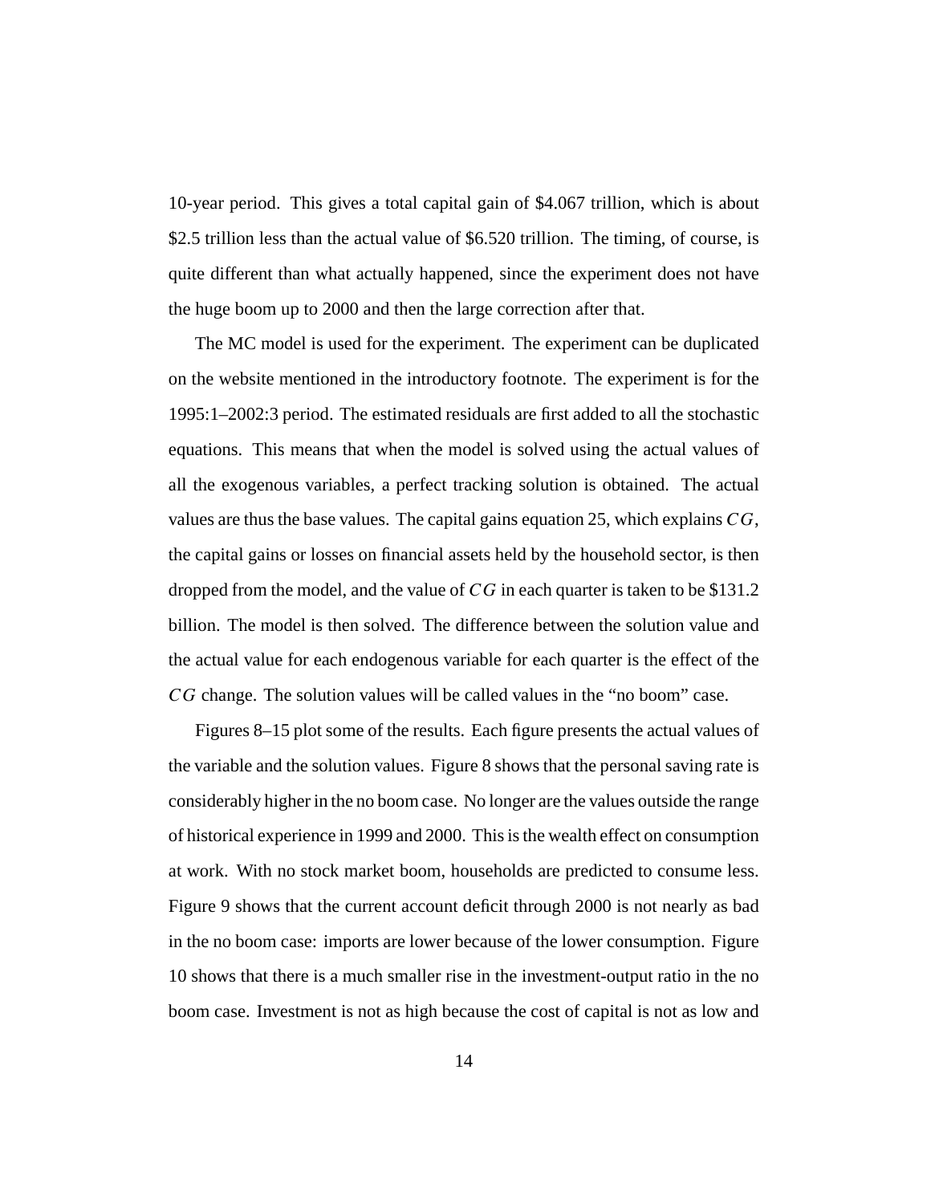10-year period. This gives a total capital gain of $4.067 trillion, which is about $2.5 trillion less than the actual value of $6.520 trillion. The timing, of course, is quite different than what actually happened, since the experiment does not have the huge boom up to 2000 and then the large correction after that.

The MC model is used for the experiment. The experiment can be duplicated on the website mentioned in the introductory footnote. The experiment is for the 1995:1–2002:3 period. The estimated residuals are first added to all the stochastic equations. This means that when the model is solved using the actual values of all the exogenous variables, a perfect tracking solution is obtained. The actual values are thus the base values. The capital gains equation 25, which explains $CG$, the capital gains or losses on financial assets held by the household sector, is then dropped from the model, and the value of $CG$ in each quarter is taken to be $131.2 billion. The model is then solved. The difference between the solution value and the actual value for each endogenous variable for each quarter is the effect of the $CG$ change. The solution values will be called values in the "no boom" case.

Figures 8–15 plot some of the results. Each figure presents the actual values of the variable and the solution values. Figure 8 shows that the personal saving rate is considerably higher in the no boom case. No longer are the values outside the range of historical experience in 1999 and 2000. This is the wealth effect on consumption at work. With no stock market boom, households are predicted to consume less. Figure 9 shows that the current account deficit through 2000 is not nearly as bad in the no boom case: imports are lower because of the lower consumption. Figure 10 shows that there is a much smaller rise in the investment-output ratio in the no boom case. Investment is not as high because the cost of capital is not as low and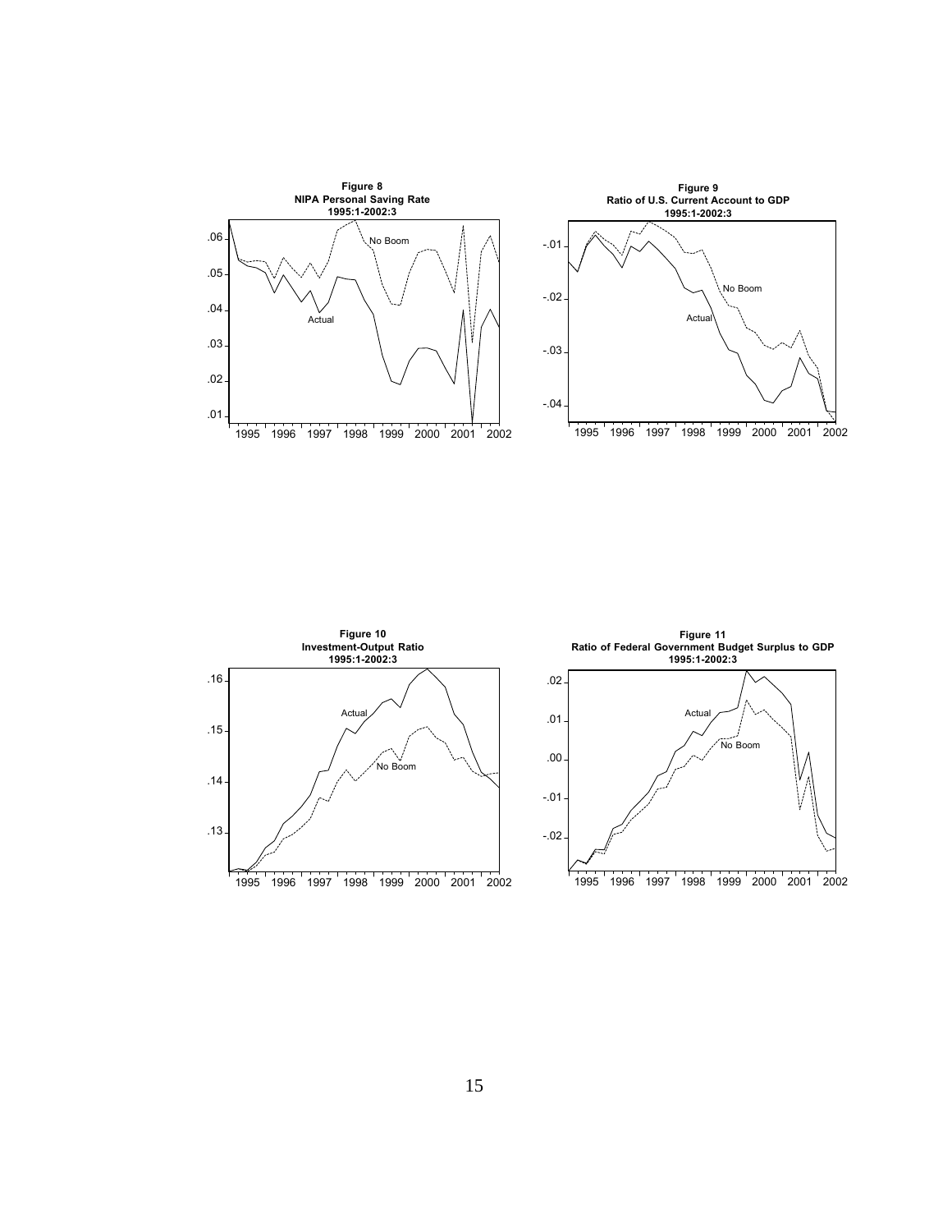**Figure 8**
**NIPA Personal Saving Rate**
**1995:1-2002:3**

**Figure 9**
**Ratio of U.S. Current Account to GDP**
**1995:1-2002:3**

**Figure 10**
**Investment-Output Ratio**
**1995:1-2002:3**

**Figure 11**
**Ratio of Federal Government Budget Surplus to GDP**
**1995:1-2002:3**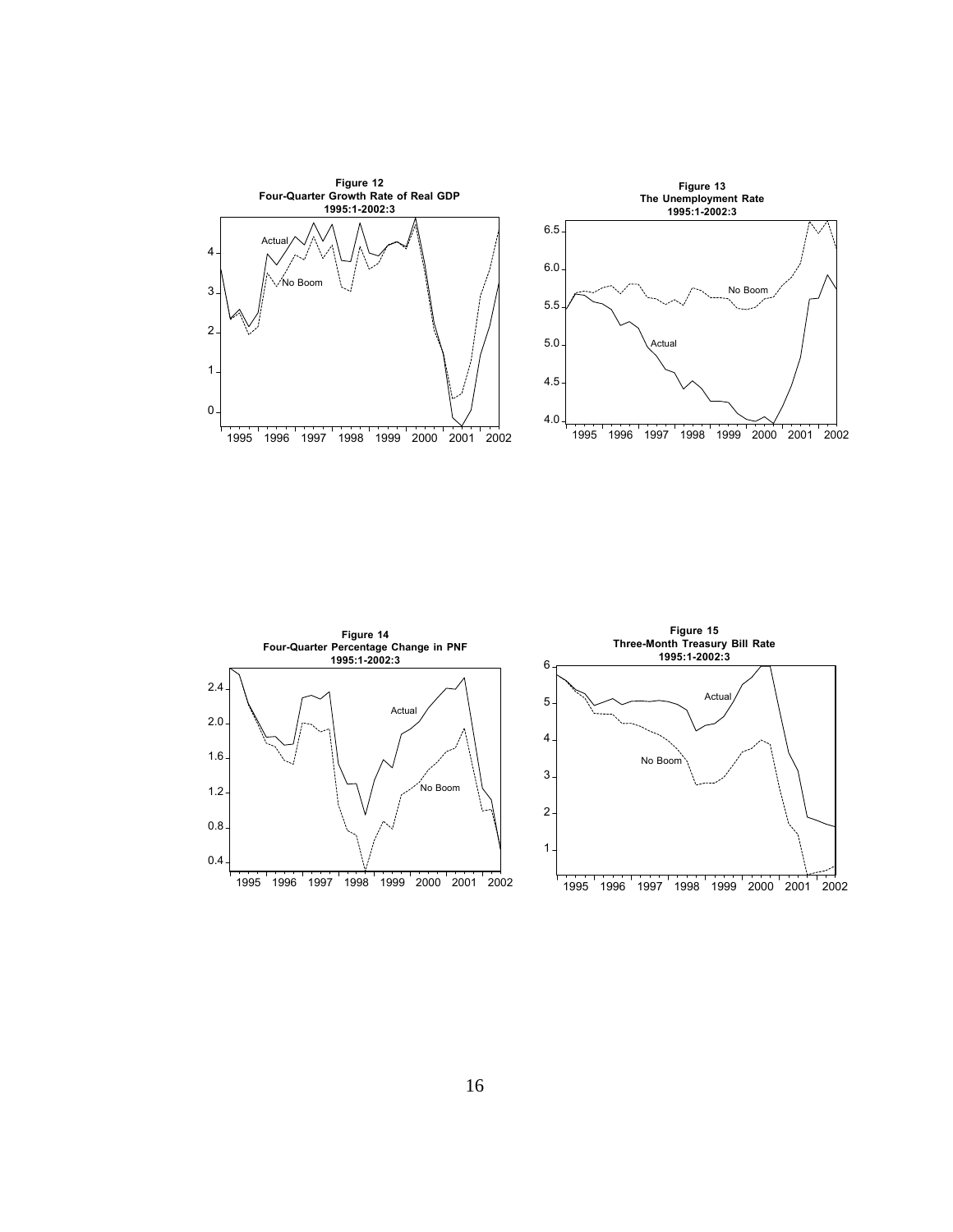**Figure 12**
**Four-Quarter Growth Rate of Real GDP**
**1995:1-2002:3**

**Figure 13**
**The Unemployment Rate**
**1995:1-2002:3**

**Figure 14**
**Four-Quarter Percentage Change in PNF**
**1995:1-2002:3**

**Figure 15**
**Three-Month Treasury Bill Rate**
**1995:1-2002:3**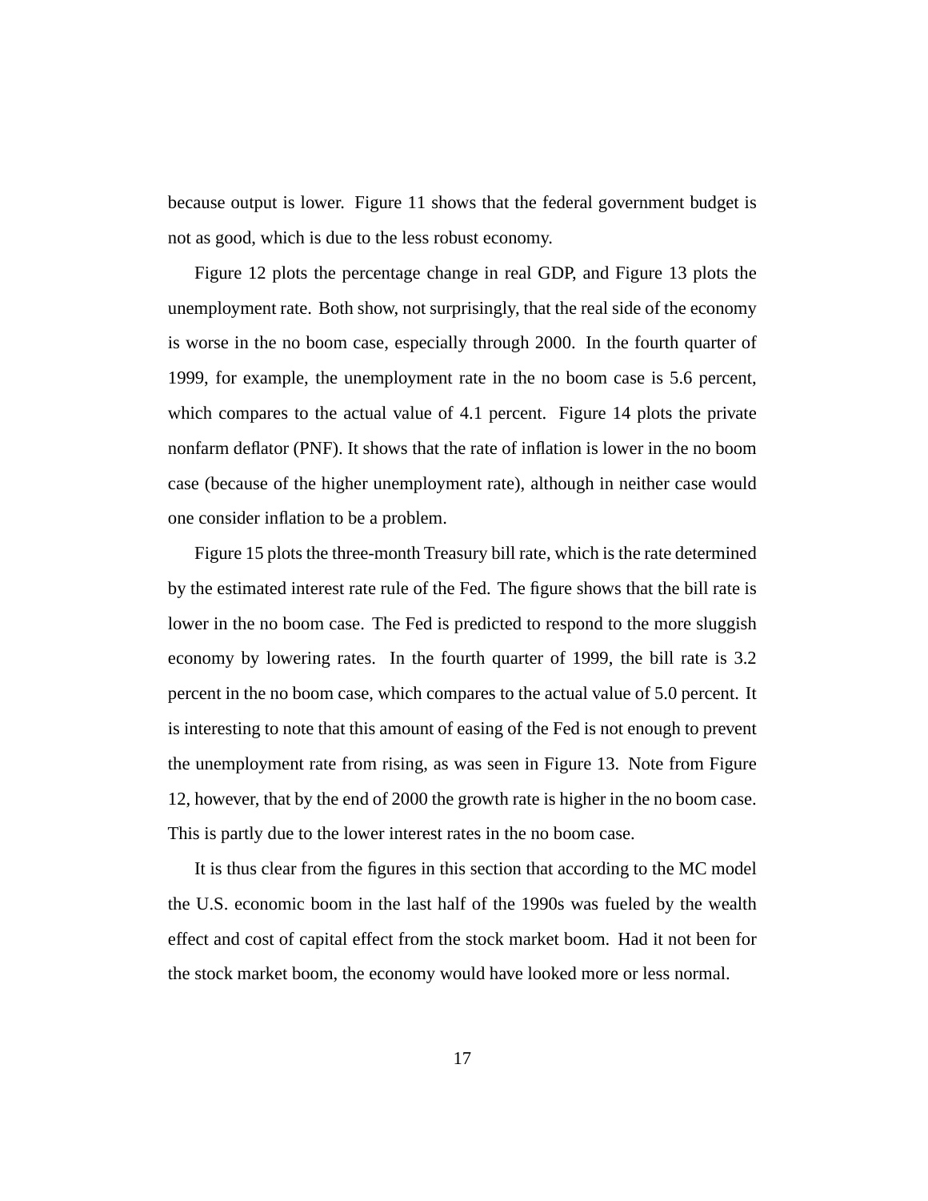because output is lower. Figure 11 shows that the federal government budget is not as good, which is due to the less robust economy.

Figure 12 plots the percentage change in real GDP, and Figure 13 plots the unemployment rate. Both show, not surprisingly, that the real side of the economy is worse in the no boom case, especially through 2000. In the fourth quarter of 1999, for example, the unemployment rate in the no boom case is 5.6 percent, which compares to the actual value of 4.1 percent. Figure 14 plots the private nonfarm deflator (PNF). It shows that the rate of inflation is lower in the no boom case (because of the higher unemployment rate), although in neither case would one consider inflation to be a problem.

Figure 15 plots the three-month Treasury bill rate, which is the rate determined by the estimated interest rate rule of the Fed. The figure shows that the bill rate is lower in the no boom case. The Fed is predicted to respond to the more sluggish economy by lowering rates. In the fourth quarter of 1999, the bill rate is 3.2 percent in the no boom case, which compares to the actual value of 5.0 percent. It is interesting to note that this amount of easing of the Fed is not enough to prevent the unemployment rate from rising, as was seen in Figure 13. Note from Figure 12, however, that by the end of 2000 the growth rate is higher in the no boom case. This is partly due to the lower interest rates in the no boom case.

It is thus clear from the figures in this section that according to the MC model the U.S. economic boom in the last half of the 1990s was fueled by the wealth effect and cost of capital effect from the stock market boom. Had it not been for the stock market boom, the economy would have looked more or less normal.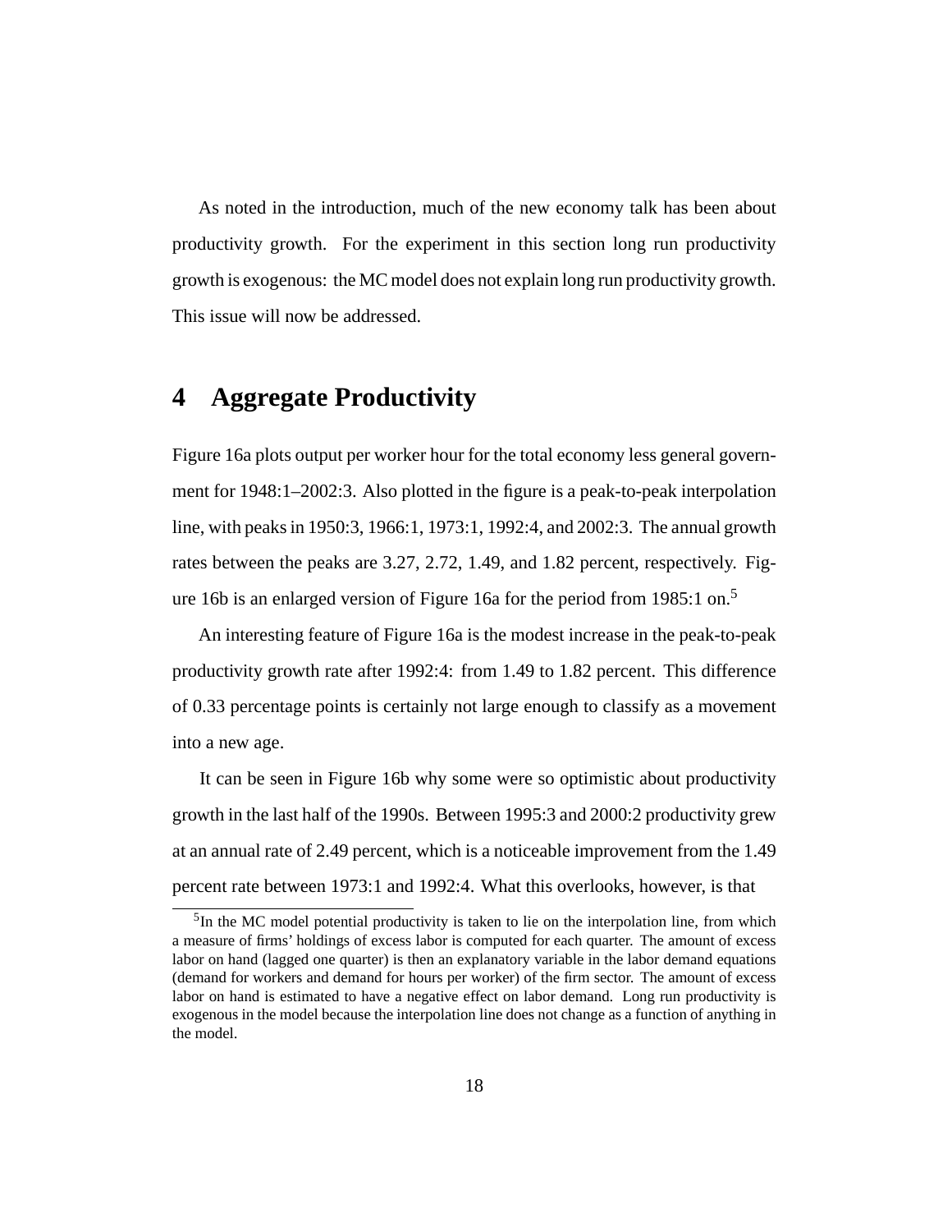As noted in the introduction, much of the new economy talk has been about productivity growth. For the experiment in this section long run productivity growth is exogenous: the MC model does not explain long run productivity growth. This issue will now be addressed.

## 4 Aggregate Productivity

Figure 16a plots output per worker hour for the total economy less general government for 1948:1–2002:3. Also plotted in the figure is a peak-to-peak interpolation line, with peaks in 1950:3, 1966:1, 1973:1, 1992:4, and 2002:3. The annual growth rates between the peaks are 3.27, 2.72, 1.49, and 1.82 percent, respectively. Figure 16b is an enlarged version of Figure 16a for the period from 1985:1 on.[5]

An interesting feature of Figure 16a is the modest increase in the peak-to-peak productivity growth rate after 1992:4: from 1.49 to 1.82 percent. This difference of 0.33 percentage points is certainly not large enough to classify as a movement into a new age.

It can be seen in Figure 16b why some were so optimistic about productivity growth in the last half of the 1990s. Between 1995:3 and 2000:2 productivity grew at an annual rate of 2.49 percent, which is a noticeable improvement from the 1.49 percent rate between 1973:1 and 1992:4. What this overlooks, however, is that

[5] In the MC model potential productivity is taken to lie on the interpolation line, from which a measure of firms' holdings of excess labor is computed for each quarter. The amount of excess labor on hand (lagged one quarter) is then an explanatory variable in the labor demand equations (demand for workers and demand for hours per worker) of the firm sector. The amount of excess labor on hand is estimated to have a negative effect on labor demand. Long run productivity is exogenous in the model because the interpolation line does not change as a function of anything in the model.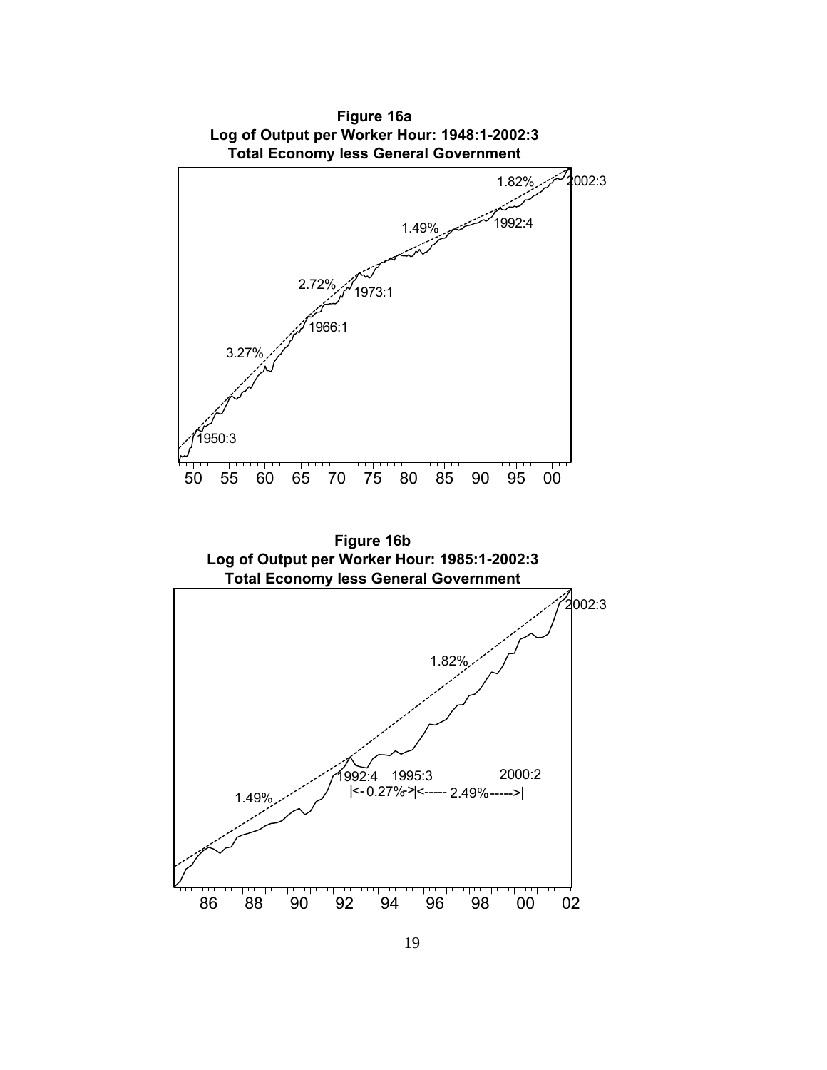**Figure 16a**
**Log of Output per Worker Hour: 1948:1-2002:3**
**Total Economy less General Government**

**Figure 16b**
**Log of Output per Worker Hour: 1985:1-2002:3**
**Total Economy less General Government**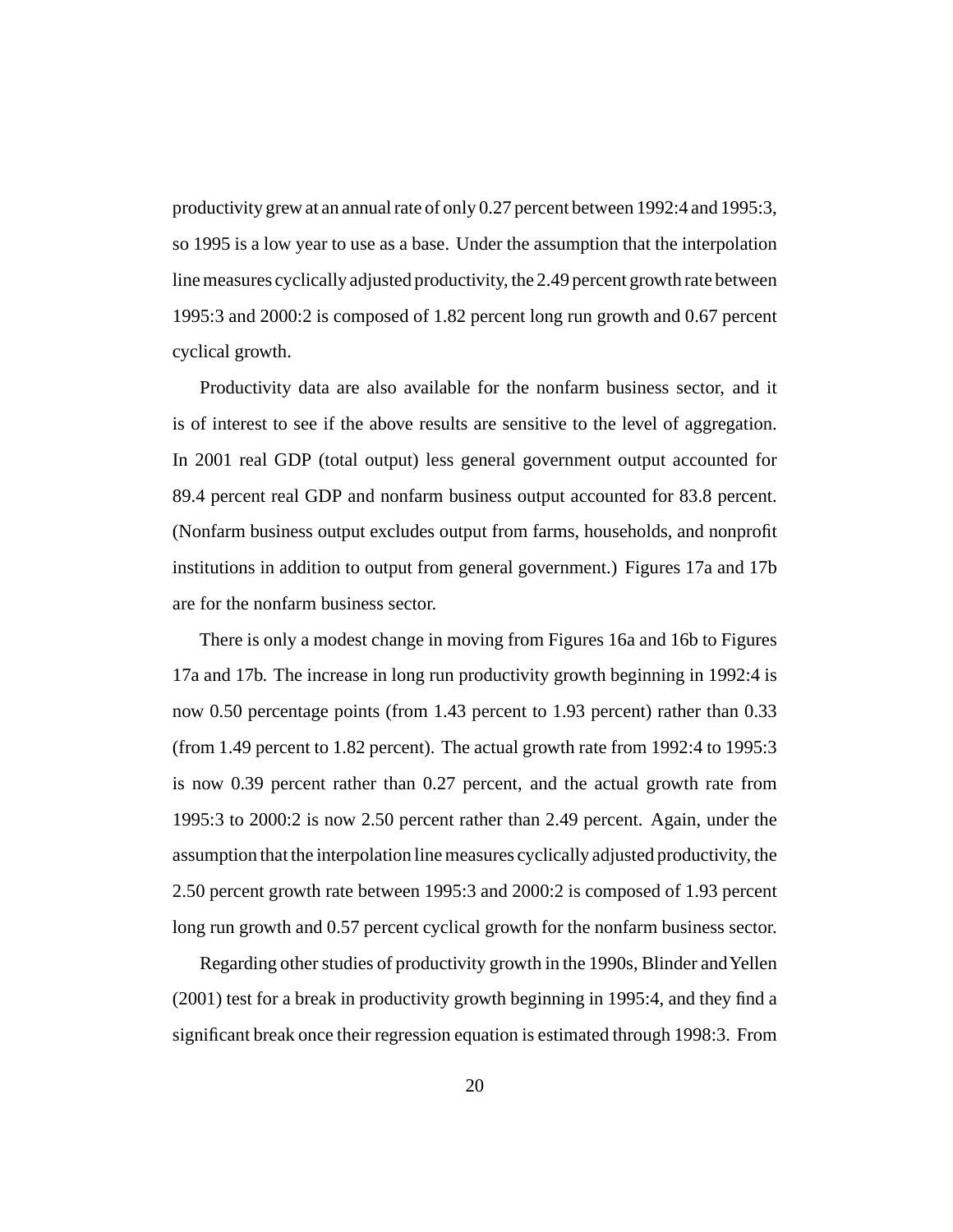productivity grew at an annual rate of only 0.27 percent between 1992:4 and 1995:3, so 1995 is a low year to use as a base. Under the assumption that the interpolation line measures cyclically adjusted productivity, the 2.49 percent growth rate between 1995:3 and 2000:2 is composed of 1.82 percent long run growth and 0.67 percent cyclical growth.

Productivity data are also available for the nonfarm business sector, and it is of interest to see if the above results are sensitive to the level of aggregation. In 2001 real GDP (total output) less general government output accounted for 89.4 percent real GDP and nonfarm business output accounted for 83.8 percent. (Nonfarm business output excludes output from farms, households, and nonprofit institutions in addition to output from general government.) Figures 17a and 17b are for the nonfarm business sector.

There is only a modest change in moving from Figures 16a and 16b to Figures 17a and 17b. The increase in long run productivity growth beginning in 1992:4 is now 0.50 percentage points (from 1.43 percent to 1.93 percent) rather than 0.33 (from 1.49 percent to 1.82 percent). The actual growth rate from 1992:4 to 1995:3 is now 0.39 percent rather than 0.27 percent, and the actual growth rate from 1995:3 to 2000:2 is now 2.50 percent rather than 2.49 percent. Again, under the assumption that the interpolation line measures cyclically adjusted productivity, the 2.50 percent growth rate between 1995:3 and 2000:2 is composed of 1.93 percent long run growth and 0.57 percent cyclical growth for the nonfarm business sector.

Regarding other studies of productivity growth in the 1990s, Blinder and Yellen (2001) test for a break in productivity growth beginning in 1995:4, and they find a significant break once their regression equation is estimated through 1998:3. From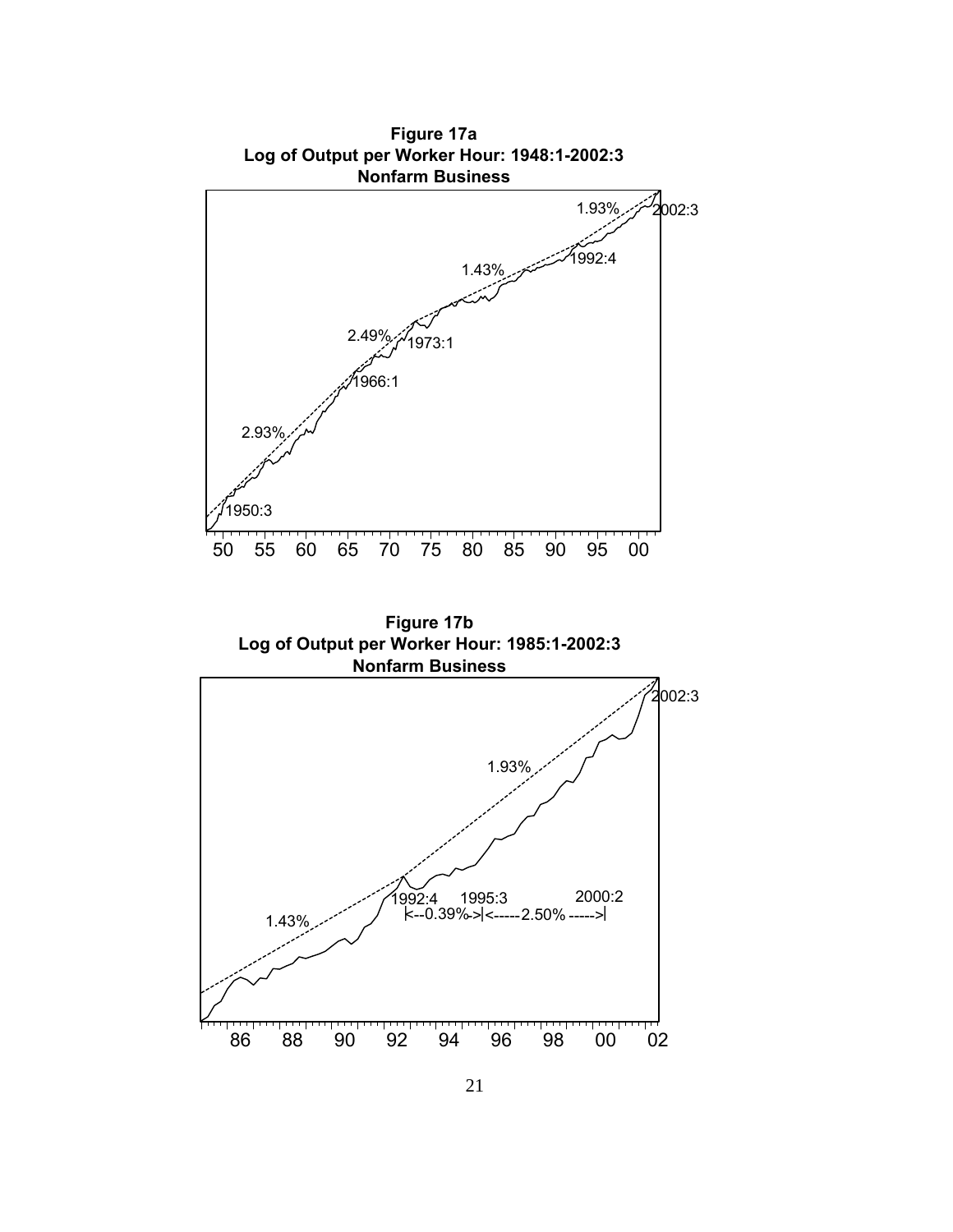**Figure 17a**
**Log of Output per Worker Hour: 1948:1-2002:3**
**Nonfarm Business**

**Figure 17b**
**Log of Output per Worker Hour: 1985:1-2002:3**
**Nonfarm Business**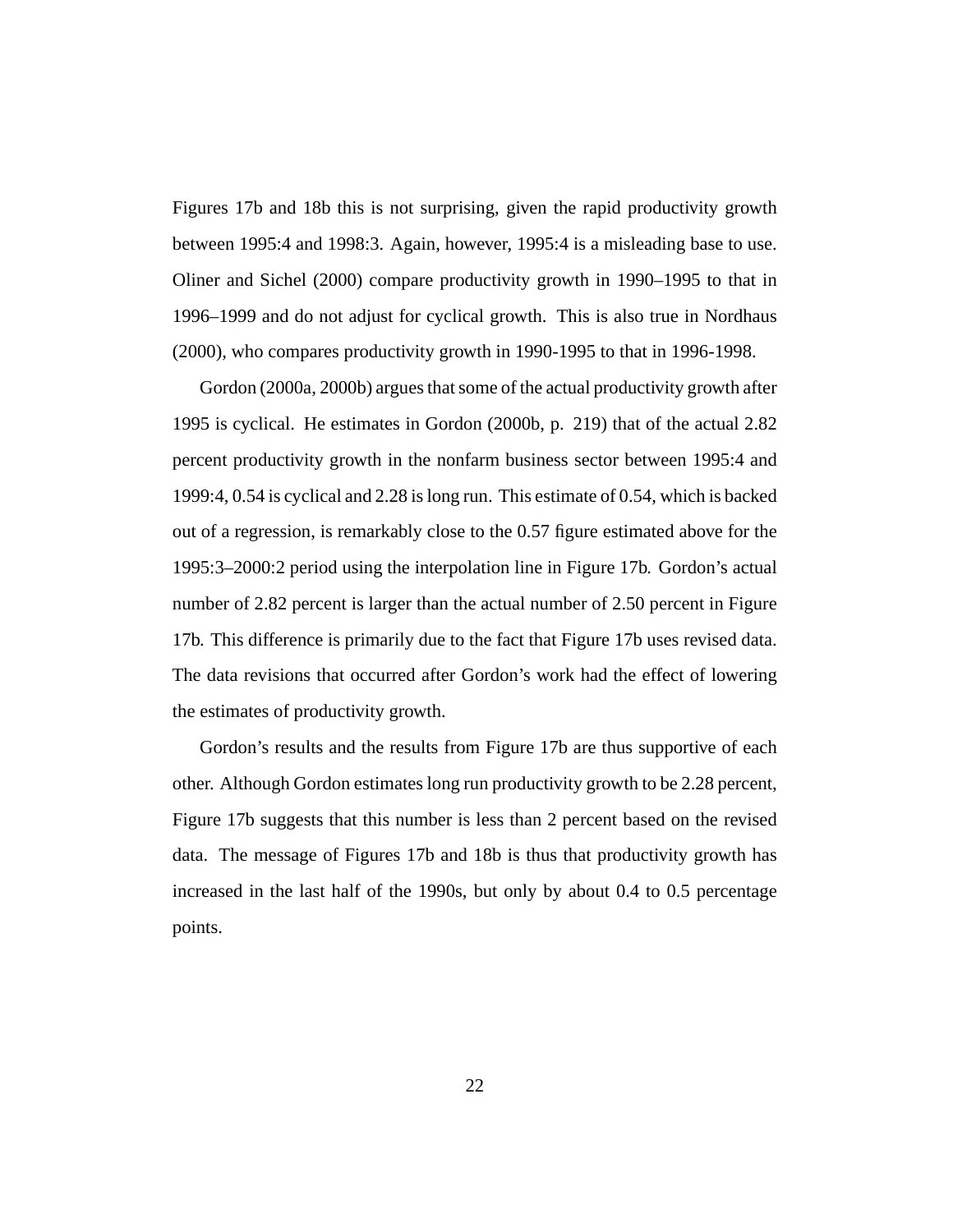Figures 17b and 18b this is not surprising, given the rapid productivity growth between 1995:4 and 1998:3. Again, however, 1995:4 is a misleading base to use. Oliner and Sichel (2000) compare productivity growth in 1990–1995 to that in 1996–1999 and do not adjust for cyclical growth. This is also true in Nordhaus (2000), who compares productivity growth in 1990-1995 to that in 1996-1998.

Gordon (2000a, 2000b) argues that some of the actual productivity growth after 1995 is cyclical. He estimates in Gordon (2000b, p. 219) that of the actual 2.82 percent productivity growth in the nonfarm business sector between 1995:4 and 1999:4, 0.54 is cyclical and 2.28 is long run. This estimate of 0.54, which is backed out of a regression, is remarkably close to the 0.57 figure estimated above for the 1995:3–2000:2 period using the interpolation line in Figure 17b. Gordon's actual number of 2.82 percent is larger than the actual number of 2.50 percent in Figure 17b. This difference is primarily due to the fact that Figure 17b uses revised data. The data revisions that occurred after Gordon's work had the effect of lowering the estimates of productivity growth.

Gordon's results and the results from Figure 17b are thus supportive of each other. Although Gordon estimates long run productivity growth to be 2.28 percent, Figure 17b suggests that this number is less than 2 percent based on the revised data. The message of Figures 17b and 18b is thus that productivity growth has increased in the last half of the 1990s, but only by about 0.4 to 0.5 percentage points.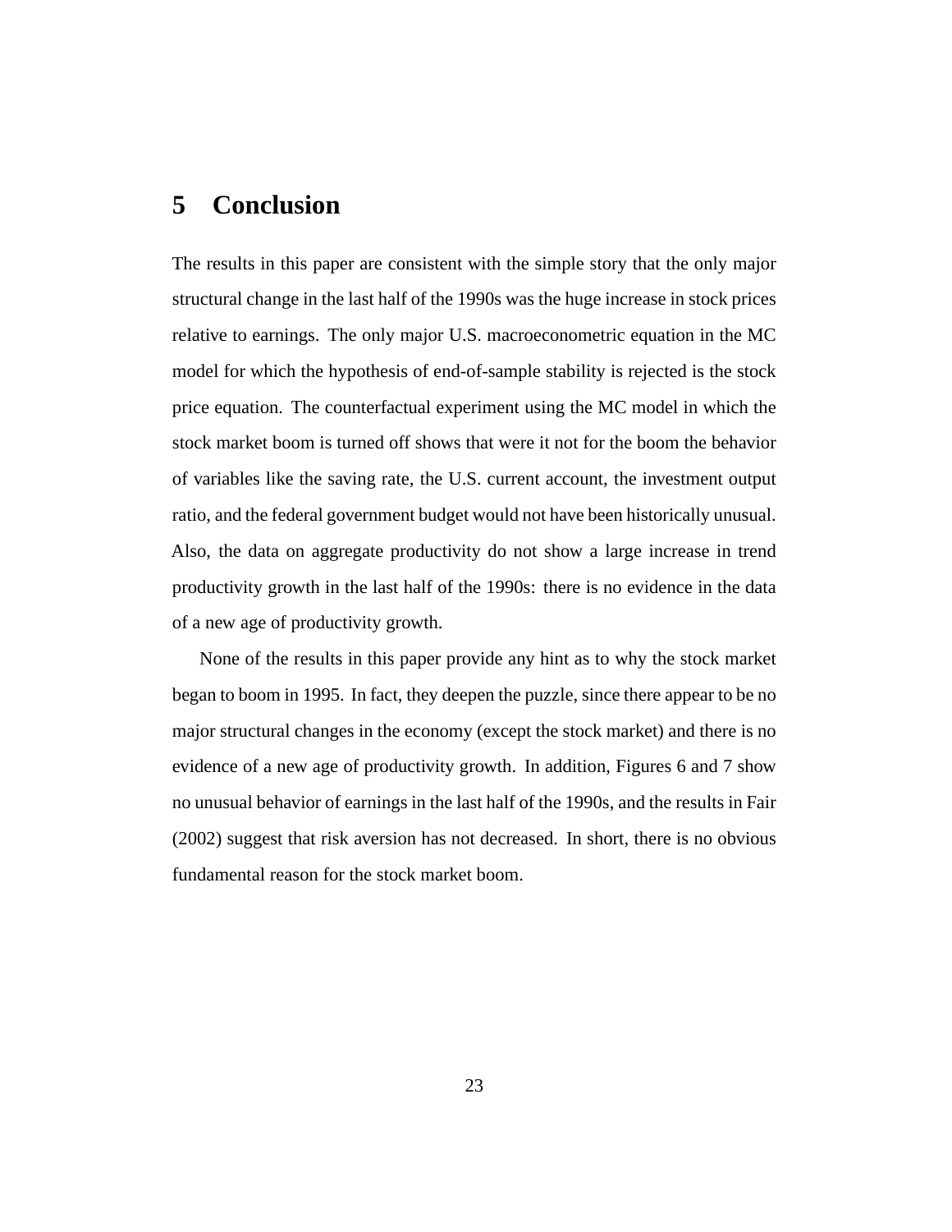## 5 Conclusion

The results in this paper are consistent with the simple story that the only major structural change in the last half of the 1990s was the huge increase in stock prices relative to earnings. The only major U.S. macroeconometric equation in the MC model for which the hypothesis of end-of-sample stability is rejected is the stock price equation. The counterfactual experiment using the MC model in which the stock market boom is turned off shows that were it not for the boom the behavior of variables like the saving rate, the U.S. current account, the investment output ratio, and the federal government budget would not have been historically unusual. Also, the data on aggregate productivity do not show a large increase in trend productivity growth in the last half of the 1990s: there is no evidence in the data of a new age of productivity growth.

None of the results in this paper provide any hint as to why the stock market began to boom in 1995. In fact, they deepen the puzzle, since there appear to be no major structural changes in the economy (except the stock market) and there is no evidence of a new age of productivity growth. In addition, Figures 6 and 7 show no unusual behavior of earnings in the last half of the 1990s, and the results in Fair (2002) suggest that risk aversion has not decreased. In short, there is no obvious fundamental reason for the stock market boom.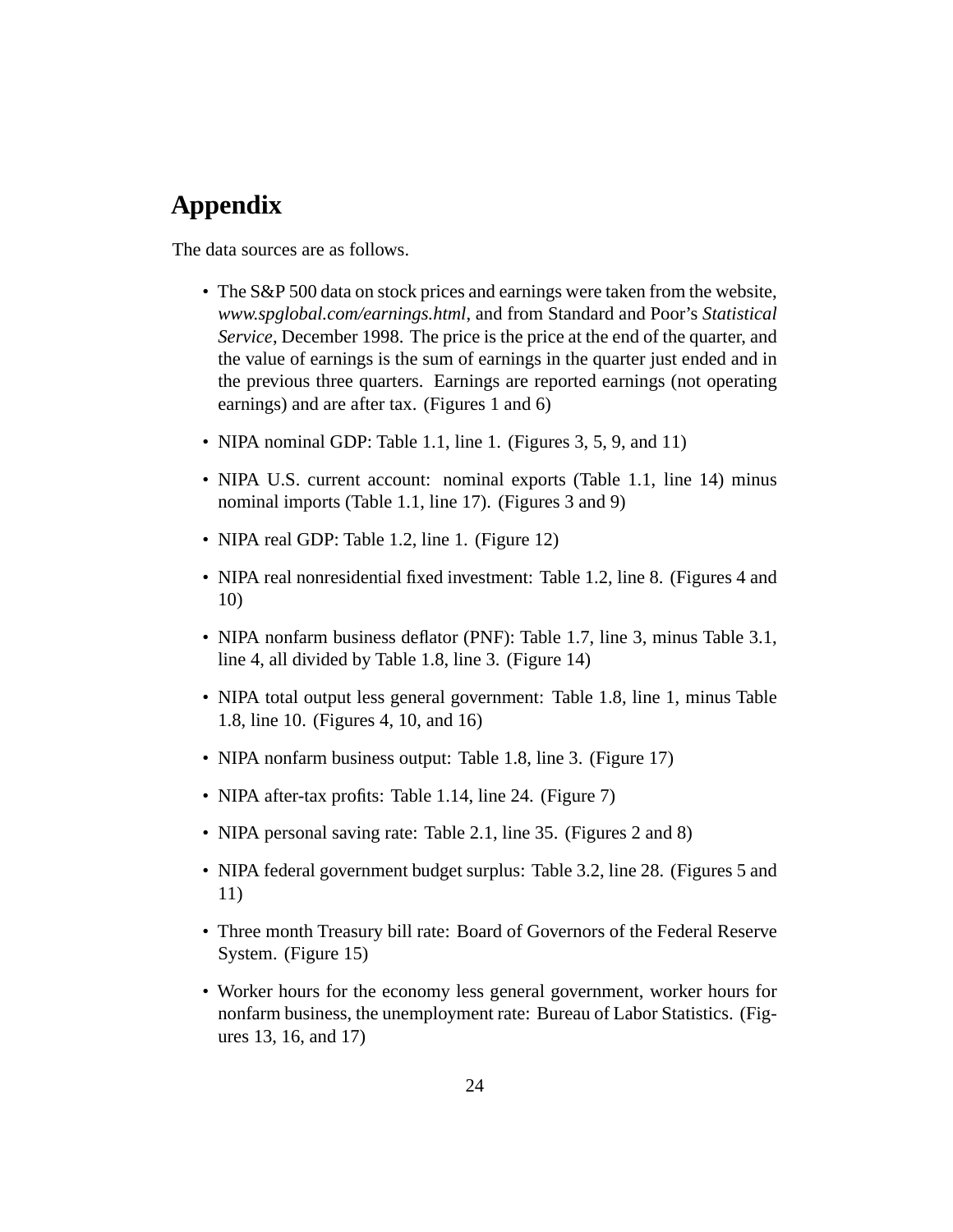# Appendix

The data sources are as follows.

- The S&P 500 data on stock prices and earnings were taken from the website, *www.spglobal.com/earnings.html*, and from Standard and Poor's *Statistical Service*, December 1998. The price is the price at the end of the quarter, and the value of earnings is the sum of earnings in the quarter just ended and in the previous three quarters. Earnings are reported earnings (not operating earnings) and are after tax. (Figures 1 and 6)
- NIPA nominal GDP: Table 1.1, line 1. (Figures 3, 5, 9, and 11)
- NIPA U.S. current account: nominal exports (Table 1.1, line 14) minus nominal imports (Table 1.1, line 17). (Figures 3 and 9)
- NIPA real GDP: Table 1.2, line 1. (Figure 12)
- NIPA real nonresidential fixed investment: Table 1.2, line 8. (Figures 4 and 10)
- NIPA nonfarm business deflator (PNF): Table 1.7, line 3, minus Table 3.1, line 4, all divided by Table 1.8, line 3. (Figure 14)
- NIPA total output less general government: Table 1.8, line 1, minus Table 1.8, line 10. (Figures 4, 10, and 16)
- NIPA nonfarm business output: Table 1.8, line 3. (Figure 17)
- NIPA after-tax profits: Table 1.14, line 24. (Figure 7)
- NIPA personal saving rate: Table 2.1, line 35. (Figures 2 and 8)
- NIPA federal government budget surplus: Table 3.2, line 28. (Figures 5 and 11)
- Three month Treasury bill rate: Board of Governors of the Federal Reserve System. (Figure 15)
- Worker hours for the economy less general government, worker hours for nonfarm business, the unemployment rate: Bureau of Labor Statistics. (Figures 13, 16, and 17)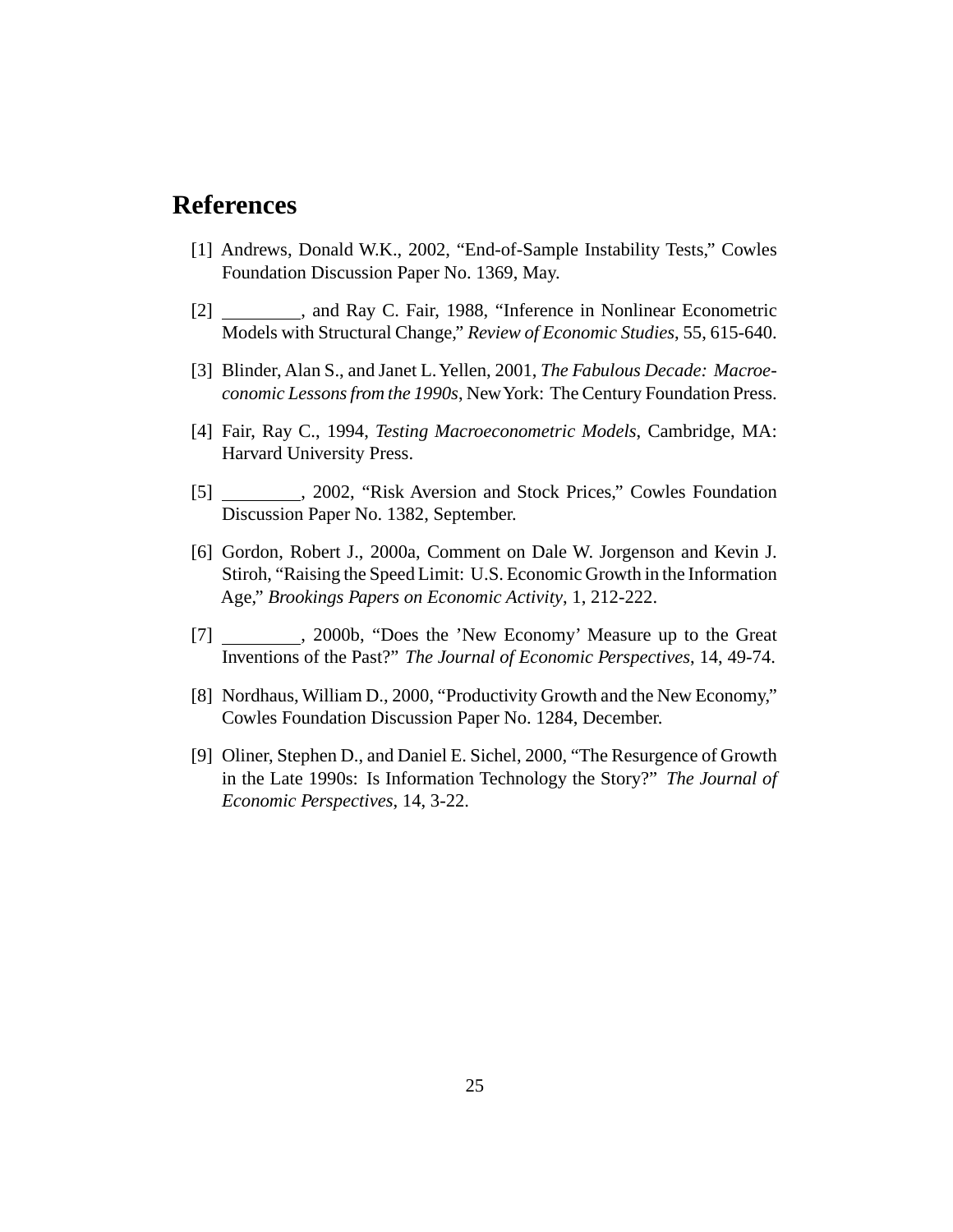# References

[1] Andrews, Donald W.K., 2002, "End-of-Sample Instability Tests," Cowles Foundation Discussion Paper No. 1369, May.

[2] ________, and Ray C. Fair, 1988, "Inference in Nonlinear Econometric Models with Structural Change," *Review of Economic Studies*, 55, 615-640.

[3] Blinder, Alan S., and Janet L. Yellen, 2001, *The Fabulous Decade: Macroeconomic Lessons from the 1990s*, New York: The Century Foundation Press.

[4] Fair, Ray C., 1994, *Testing Macroeconometric Models*, Cambridge, MA: Harvard University Press.

[5] ________, 2002, "Risk Aversion and Stock Prices," Cowles Foundation Discussion Paper No. 1382, September.

[6] Gordon, Robert J., 2000a, Comment on Dale W. Jorgenson and Kevin J. Stiroh, "Raising the Speed Limit: U.S. Economic Growth in the Information Age," *Brookings Papers on Economic Activity*, 1, 212-222.

[7] ________, 2000b, "Does the 'New Economy' Measure up to the Great Inventions of the Past?" *The Journal of Economic Perspectives*, 14, 49-74.

[8] Nordhaus, William D., 2000, "Productivity Growth and the New Economy," Cowles Foundation Discussion Paper No. 1284, December.

[9] Oliner, Stephen D., and Daniel E. Sichel, 2000, "The Resurgence of Growth in the Late 1990s: Is Information Technology the Story?" *The Journal of Economic Perspectives*, 14, 3-22.